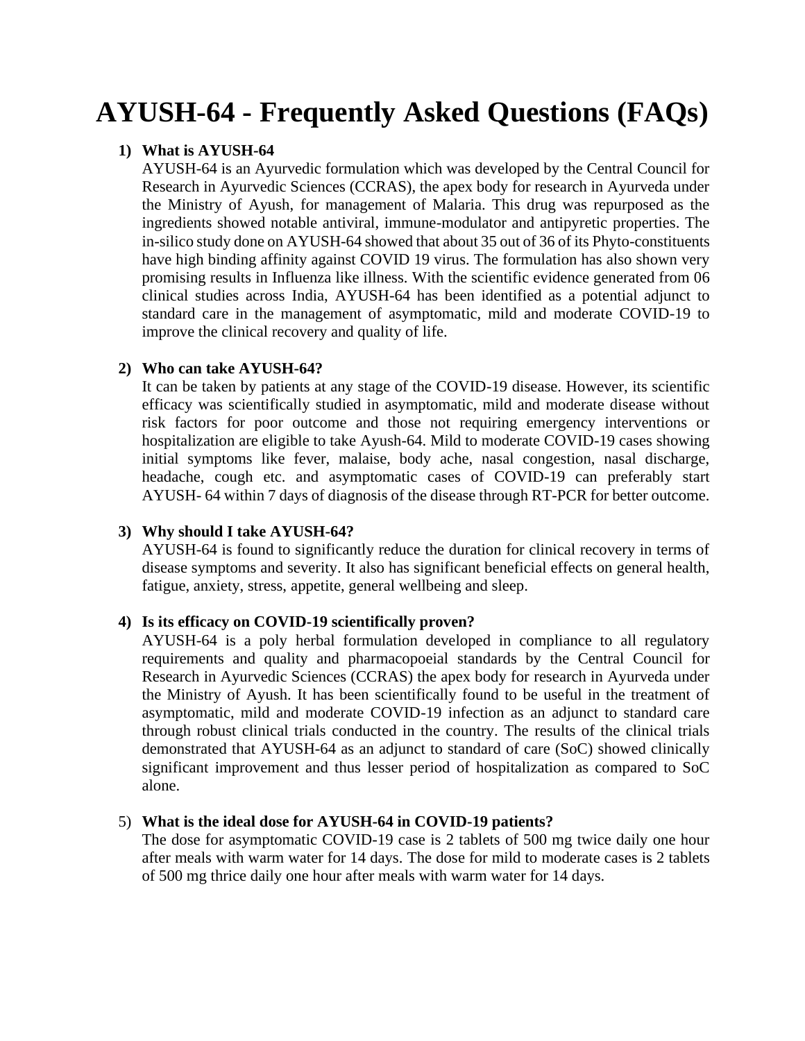# AYUSH-64 - Frequently Asked Questions (FAQs)

1) **What is AYUSH-64**

   AYUSH-64 is an Ayurvedic formulation which was developed by the Central Council for Research in Ayurvedic Sciences (CCRAS), the apex body for research in Ayurveda under the Ministry of Ayush, for management of Malaria. This drug was repurposed as the ingredients showed notable antiviral, immune-modulator and antipyretic properties. The in-silico study done on AYUSH-64 showed that about 35 out of 36 of its Phyto-constituents have high binding affinity against COVID 19 virus. The formulation has also shown very promising results in Influenza like illness. With the scientific evidence generated from 06 clinical studies across India, AYUSH-64 has been identified as a potential adjunct to standard care in the management of asymptomatic, mild and moderate COVID-19 to improve the clinical recovery and quality of life.

2) **Who can take AYUSH-64?**

   It can be taken by patients at any stage of the COVID-19 disease. However, its scientific efficacy was scientifically studied in asymptomatic, mild and moderate disease without risk factors for poor outcome and those not requiring emergency interventions or hospitalization are eligible to take Ayush-64. Mild to moderate COVID-19 cases showing initial symptoms like fever, malaise, body ache, nasal congestion, nasal discharge, headache, cough etc. and asymptomatic cases of COVID-19 can preferably start AYUSH- 64 within 7 days of diagnosis of the disease through RT-PCR for better outcome.

3) **Why should I take AYUSH-64?**

   AYUSH-64 is found to significantly reduce the duration for clinical recovery in terms of disease symptoms and severity. It also has significant beneficial effects on general health, fatigue, anxiety, stress, appetite, general wellbeing and sleep.

4) **Is its efficacy on COVID-19 scientifically proven?**

   AYUSH-64 is a poly herbal formulation developed in compliance to all regulatory requirements and quality and pharmacopoeial standards by the Central Council for Research in Ayurvedic Sciences (CCRAS) the apex body for research in Ayurveda under the Ministry of Ayush. It has been scientifically found to be useful in the treatment of asymptomatic, mild and moderate COVID-19 infection as an adjunct to standard care through robust clinical trials conducted in the country. The results of the clinical trials demonstrated that AYUSH-64 as an adjunct to standard of care (SoC) showed clinically significant improvement and thus lesser period of hospitalization as compared to SoC alone.

5) **What is the ideal dose for AYUSH-64 in COVID-19 patients?**

   The dose for asymptomatic COVID-19 case is 2 tablets of 500 mg twice daily one hour after meals with warm water for 14 days. The dose for mild to moderate cases is 2 tablets of 500 mg thrice daily one hour after meals with warm water for 14 days.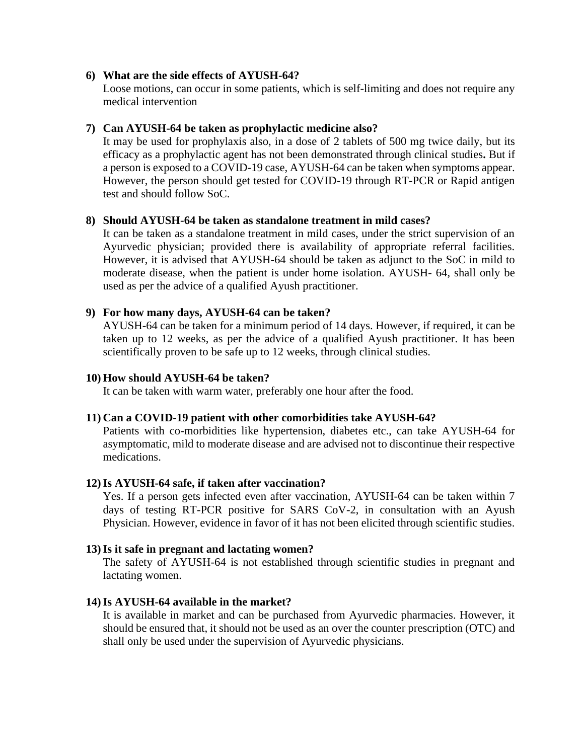6) **What are the side effects of AYUSH-64?**
   Loose motions, can occur in some patients, which is self-limiting and does not require any medical intervention

7) **Can AYUSH-64 be taken as prophylactic medicine also?**
   It may be used for prophylaxis also, in a dose of 2 tablets of 500 mg twice daily, but its efficacy as a prophylactic agent has not been demonstrated through clinical studies**.** But if a person is exposed to a COVID-19 case, AYUSH-64 can be taken when symptoms appear. However, the person should get tested for COVID-19 through RT-PCR or Rapid antigen test and should follow SoC.

8) **Should AYUSH-64 be taken as standalone treatment in mild cases?**
   It can be taken as a standalone treatment in mild cases, under the strict supervision of an Ayurvedic physician; provided there is availability of appropriate referral facilities. However, it is advised that AYUSH-64 should be taken as adjunct to the SoC in mild to moderate disease, when the patient is under home isolation. AYUSH- 64, shall only be used as per the advice of a qualified Ayush practitioner.

9) **For how many days, AYUSH-64 can be taken?**
   AYUSH-64 can be taken for a minimum period of 14 days. However, if required, it can be taken up to 12 weeks, as per the advice of a qualified Ayush practitioner. It has been scientifically proven to be safe up to 12 weeks, through clinical studies.

10) **How should AYUSH-64 be taken?**
    It can be taken with warm water, preferably one hour after the food.

11) **Can a COVID-19 patient with other comorbidities take AYUSH-64?**
    Patients with co-morbidities like hypertension, diabetes etc., can take AYUSH-64 for asymptomatic, mild to moderate disease and are advised not to discontinue their respective medications.

12) **Is AYUSH-64 safe, if taken after vaccination?**
    Yes. If a person gets infected even after vaccination, AYUSH-64 can be taken within 7 days of testing RT-PCR positive for SARS CoV-2, in consultation with an Ayush Physician. However, evidence in favor of it has not been elicited through scientific studies.

13) **Is it safe in pregnant and lactating women?**
    The safety of AYUSH-64 is not established through scientific studies in pregnant and lactating women.

14) **Is AYUSH-64 available in the market?**
    It is available in market and can be purchased from Ayurvedic pharmacies. However, it should be ensured that, it should not be used as an over the counter prescription (OTC) and shall only be used under the supervision of Ayurvedic physicians.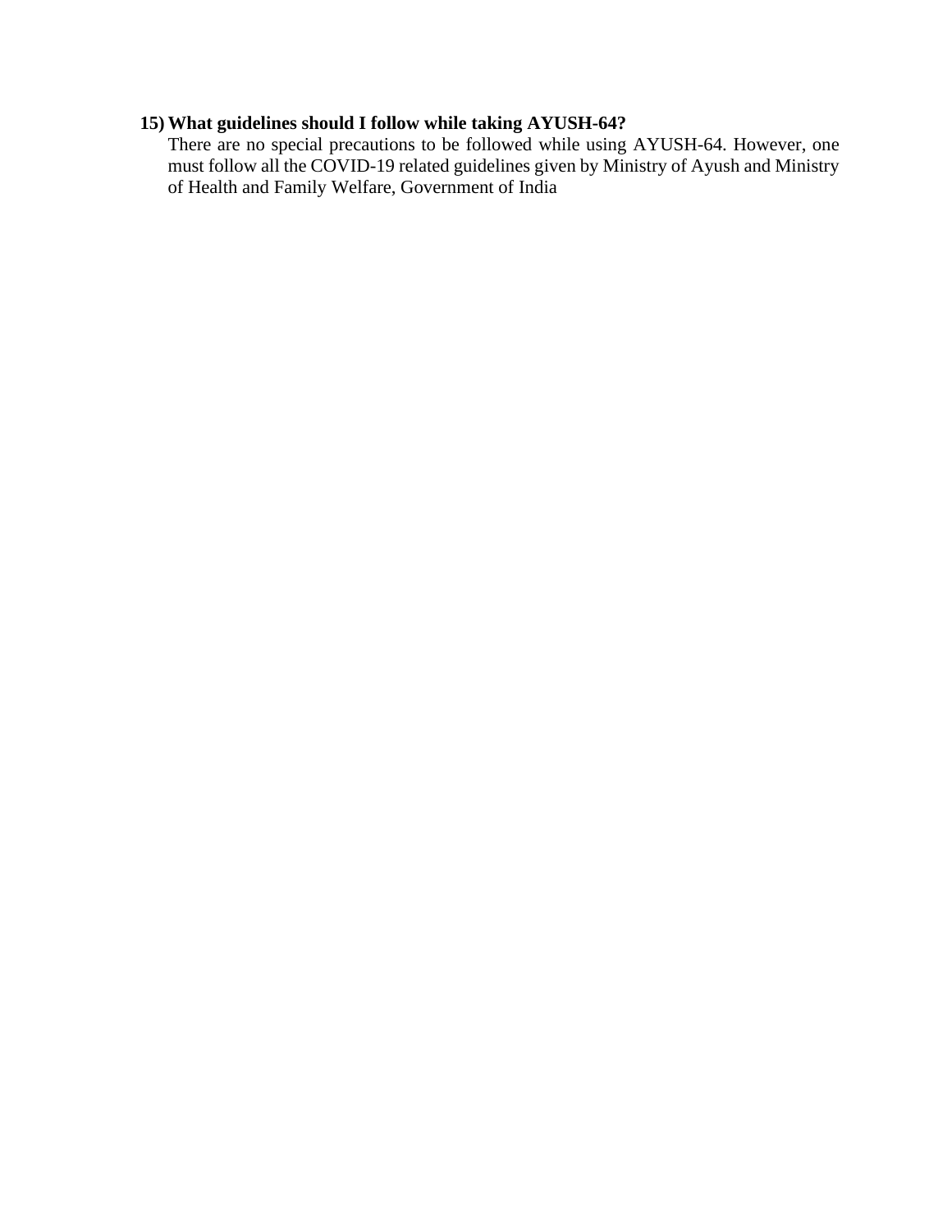15) **What guidelines should I follow while taking AYUSH-64?**

There are no special precautions to be followed while using AYUSH-64. However, one must follow all the COVID-19 related guidelines given by Ministry of Ayush and Ministry of Health and Family Welfare, Government of India